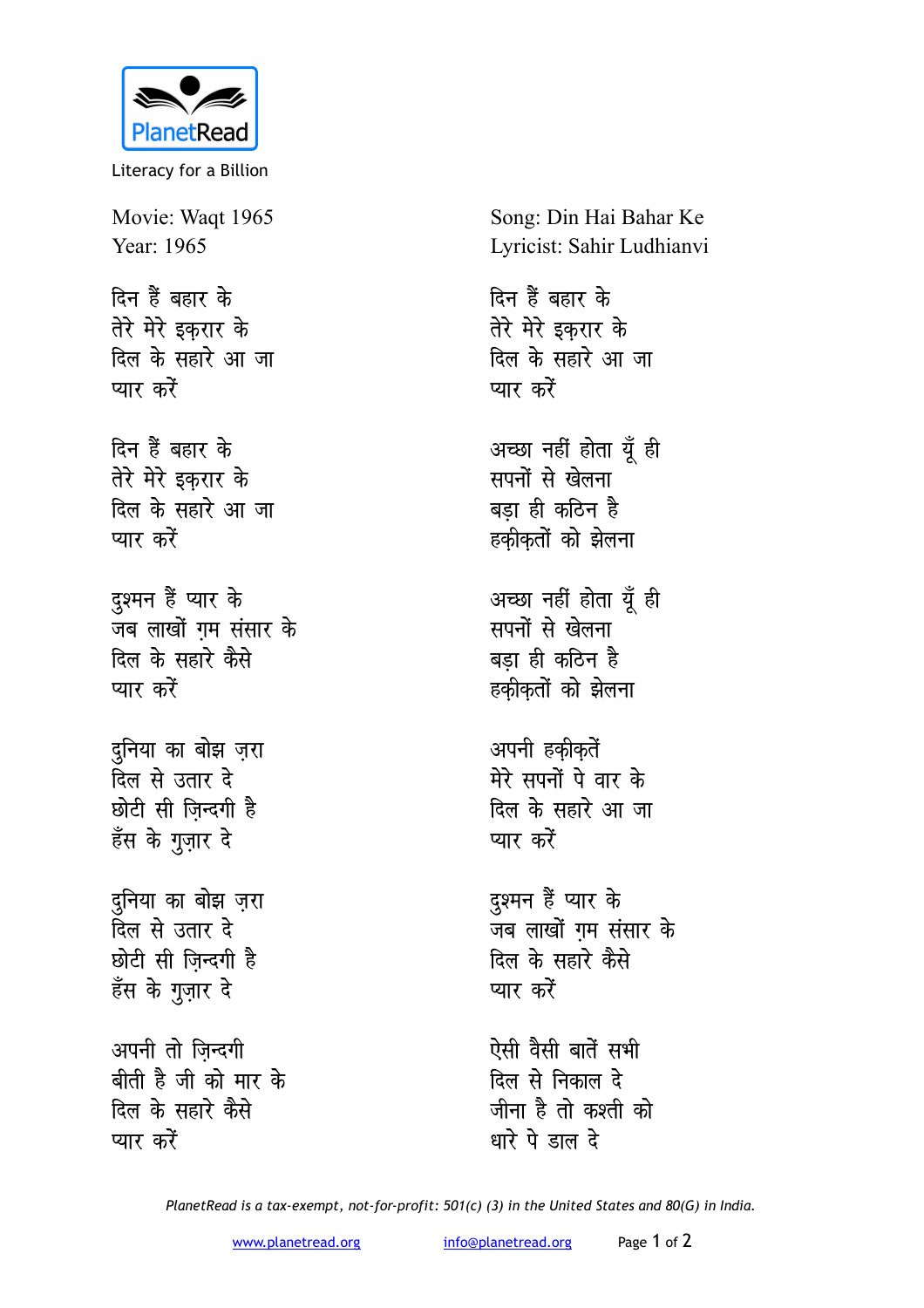PlanetRead

Literacy for a Billion

Movie: Waqt 1965
Year: 1965

Song: Din Hai Bahar Ke
Lyricist: Sahir Ludhianvi

दिन हैं बहार के
तेरे मेरे इक़रार के
दिल के सहारे आ जा
प्यार करें

दिन हैं बहार के
तेरे मेरे इक़रार के
दिल के सहारे आ जा
प्यार करें

दुश्मन हैं प्यार के
जब लाखों ग़म संसार के
दिल के सहारे कैसे
प्यार करें

दुनिया का बोझ ज़रा
दिल से उतार दे
छोटी सी ज़िन्दगी है
हँस के गुज़ार दे

दुनिया का बोझ ज़रा
दिल से उतार दे
छोटी सी ज़िन्दगी है
हँस के गुज़ार दे

अपनी तो ज़िन्दगी
बीती है जी को मार के
दिल के सहारे कैसे
प्यार करें

दिन हैं बहार के
तेरे मेरे इक़रार के
दिल के सहारे आ जा
प्यार करें

अच्छा नहीं होता यूँ ही
सपनों से खेलना
बड़ा ही कठिन है
हक़ीक़तों को झेलना

अच्छा नहीं होता यूँ ही
सपनों से खेलना
बड़ा ही कठिन है
हक़ीक़तों को झेलना

अपनी हक़ीक़तें
मेरे सपनों पे वार के
दिल के सहारे आ जा
प्यार करें

दुश्मन हैं प्यार के
जब लाखों ग़म संसार के
दिल के सहारे कैसे
प्यार करें

ऐसी वैसी बातें सभी
दिल से निकाल दे
जीना है तो कश्ती को
धारे पे डाल दे

*PlanetRead is a tax-exempt, not-for-profit: 501(c) (3) in the United States and 80(G) in India.*

www.planetread.org info@planetread.org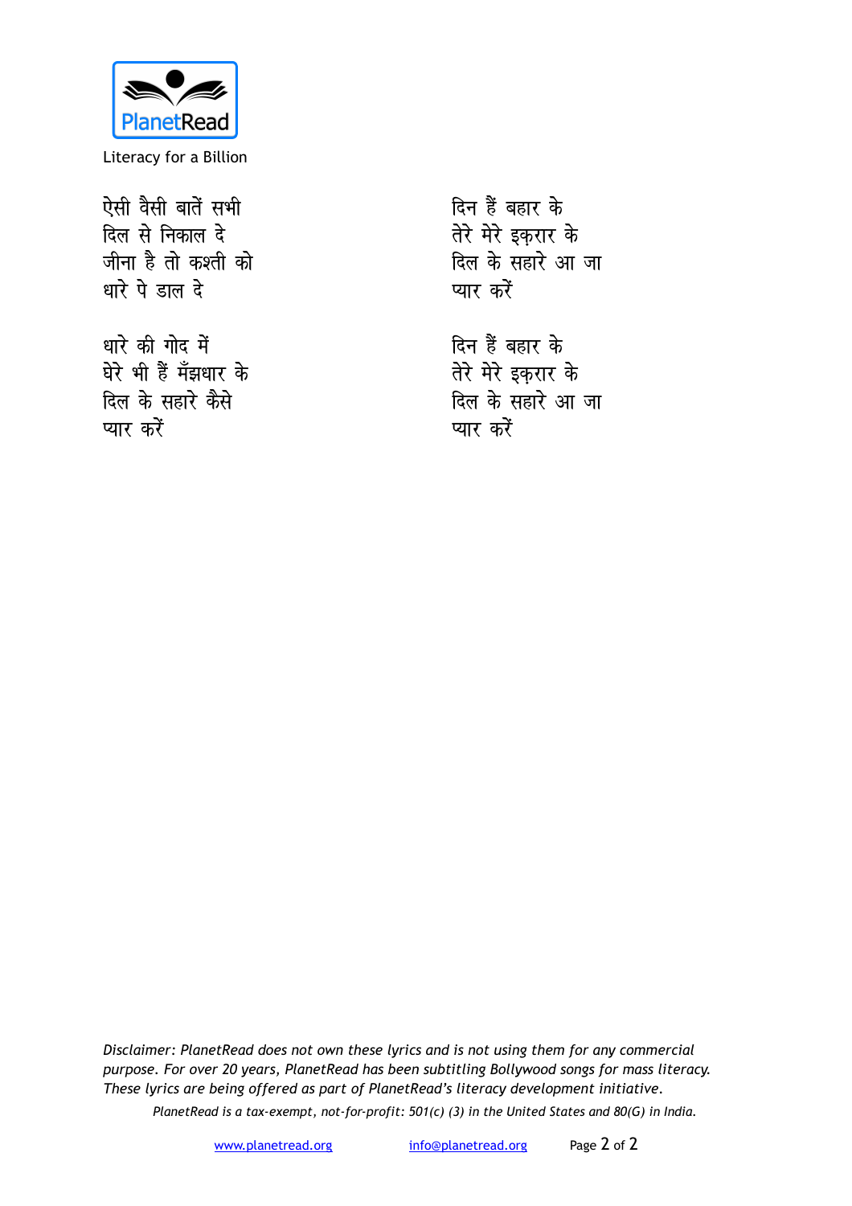PlanetRead

Literacy for a Billion

ऐसी वैसी बातें सभी
दिल से निकाल दे
जीना है तो कश्ती को
धारे पे डाल दे

धारे की गोद में
घेरे भी हैं मँझधार के
दिल के सहारे कैसे
प्यार करें

दिन हैं बहार के
तेरे मेरे इक़रार के
दिल के सहारे आ जा
प्यार करें

दिन हैं बहार के
तेरे मेरे इक़रार के
दिल के सहारे आ जा
प्यार करें

*Disclaimer: PlanetRead does not own these lyrics and is not using them for any commercial purpose. For over 20 years, PlanetRead has been subtitling Bollywood songs for mass literacy. These lyrics are being offered as part of PlanetRead's literacy development initiative.*

*PlanetRead is a tax-exempt, not-for-profit: 501(c) (3) in the United States and 80(G) in India.*

www.planetread.org info@planetread.org